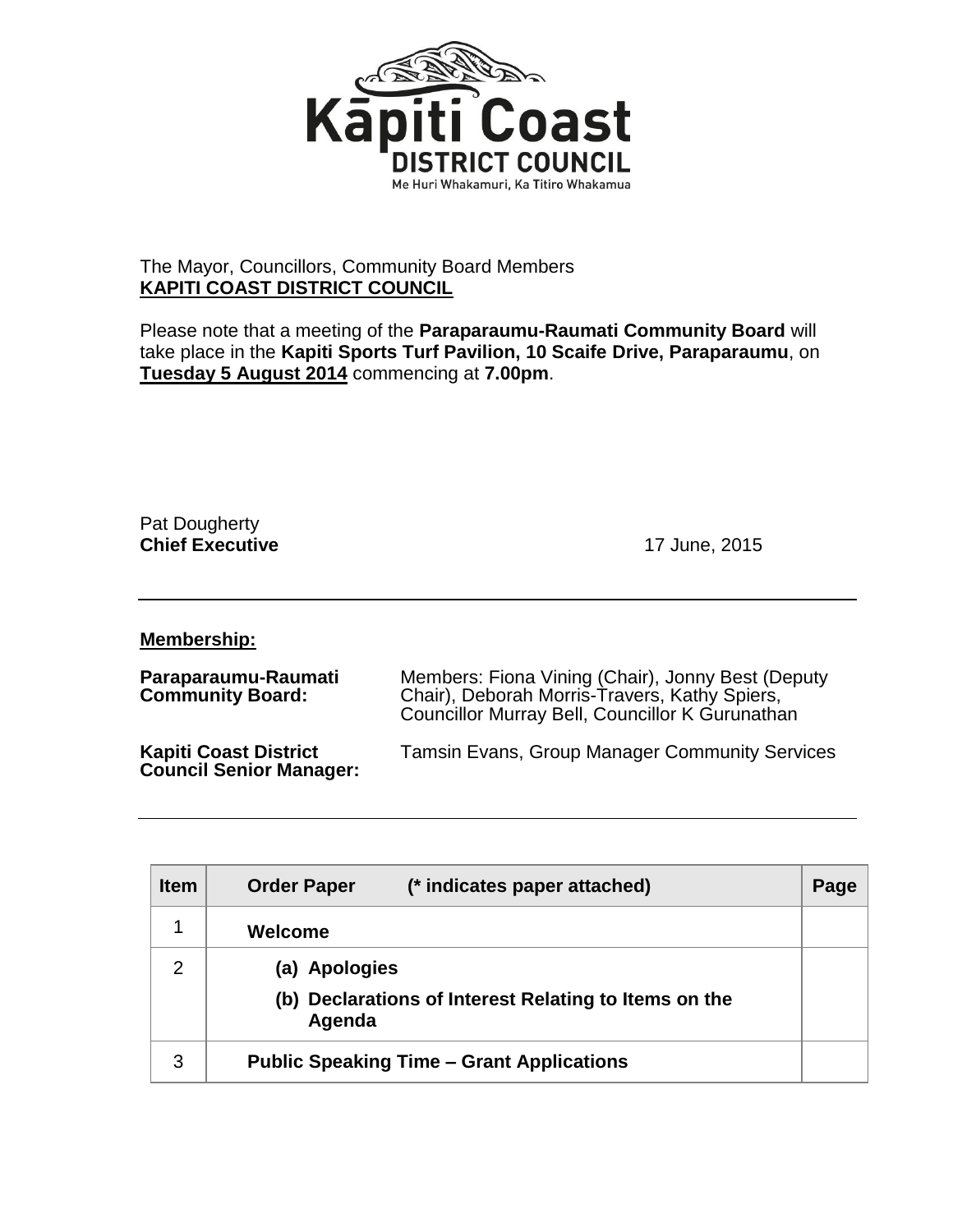The Mayor, Councillors, Community Board Members
**KAPITI COAST DISTRICT COUNCIL**

Please note that a meeting of the **Paraparaumu-Raumati Community Board** will take place in the **Kapiti Sports Turf Pavilion, 10 Scaife Drive, Paraparaumu**, on **Tuesday 5 August 2014** commencing at **7.00pm**.

Pat Dougherty
**Chief Executive**

17 June, 2015

---

**Membership:**

**Paraparaumu-Raumati Community Board:** Members: Fiona Vining (Chair), Jonny Best (Deputy Chair), Deborah Morris-Travers, Kathy Spiers, Councillor Murray Bell, Councillor K Gurunathan

**Kapiti Coast District Council Senior Manager:** Tamsin Evans, Group Manager Community Services

---

| Item | Order Paper (* indicates paper attached) | Page |
|---|---|---|
| 1 | **Welcome** | |
| 2 | **(a) Apologies**<br>**(b) Declarations of Interest Relating to Items on the Agenda** | |
| 3 | **Public Speaking Time – Grant Applications** | |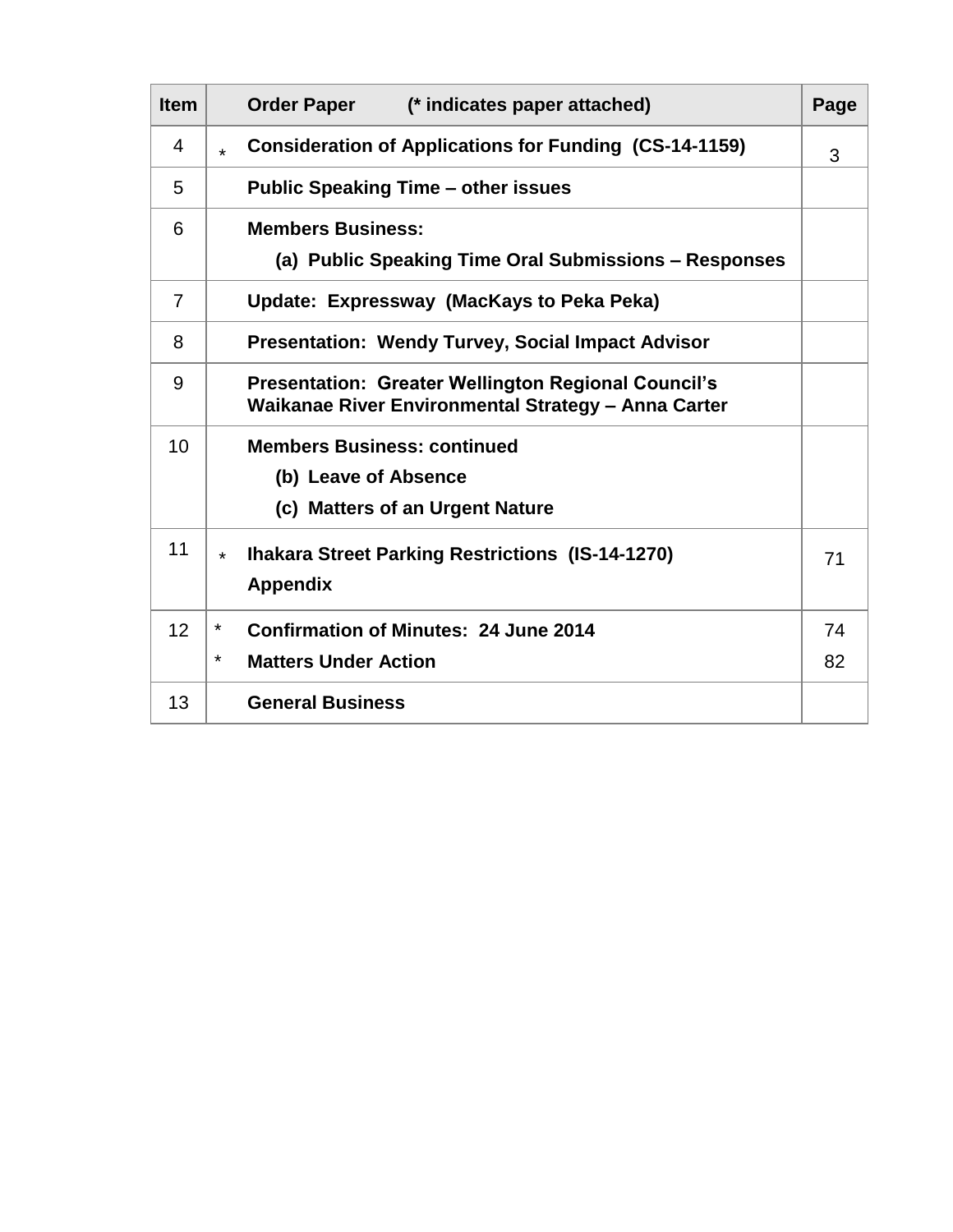| Item | | Order Paper (* indicates paper attached) | Page |
|---|---|---|---|
| 4 | * | **Consideration of Applications for Funding (CS-14-1159)** | 3 |
| 5 | | **Public Speaking Time – other issues** | |
| 6 | | **Members Business:**<br>**(a) Public Speaking Time Oral Submissions – Responses** | |
| 7 | | **Update: Expressway (MacKays to Peka Peka)** | |
| 8 | | **Presentation: Wendy Turvey, Social Impact Advisor** | |
| 9 | | **Presentation: Greater Wellington Regional Council's Waikanae River Environmental Strategy – Anna Carter** | |
| 10 | | **Members Business: continued**<br>**(b) Leave of Absence**<br>**(c) Matters of an Urgent Nature** | |
| 11 | * | **Ihakara Street Parking Restrictions (IS-14-1270)**<br>**Appendix** | 71 |
| 12 | *<br>* | **Confirmation of Minutes: 24 June 2014**<br>**Matters Under Action** | 74<br>82 |
| 13 | | **General Business** | |